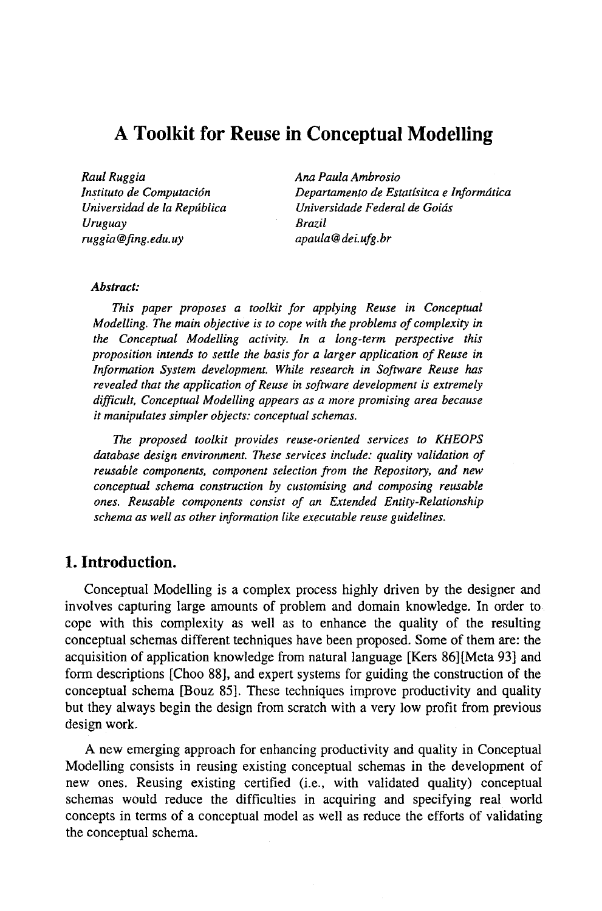# A Toolkit for Reuse in Conceptual Modelling

*Raul Ruggia*
*Instituto de Computación*
*Universidad de la República*
*Uruguay*
*ruggia@fing.edu.uy*

*Ana Paula Ambrosio*
*Departamento de Estatísitca e Informática*
*Universidade Federal de Goiás*
*Brazil*
*apaula@dei.ufg.br*

***Abstract:***

*This paper proposes a toolkit for applying Reuse in Conceptual Modelling. The main objective is to cope with the problems of complexity in the Conceptual Modelling activity. In a long-term perspective this proposition intends to settle the basis for a larger application of Reuse in Information System development. While research in Software Reuse has revealed that the application of Reuse in software development is extremely difficult, Conceptual Modelling appears as a more promising area because it manipulates simpler objects: conceptual schemas.*

*The proposed toolkit provides reuse-oriented services to KHEOPS database design environment. These services include: quality validation of reusable components, component selection from the Repository, and new conceptual schema construction by customising and composing reusable ones. Reusable components consist of an Extended Entity-Relationship schema as well as other information like executable reuse guidelines.*

## 1. Introduction.

Conceptual Modelling is a complex process highly driven by the designer and involves capturing large amounts of problem and domain knowledge. In order to cope with this complexity as well as to enhance the quality of the resulting conceptual schemas different techniques have been proposed. Some of them are: the acquisition of application knowledge from natural language [Kers 86][Meta 93] and form descriptions [Choo 88], and expert systems for guiding the construction of the conceptual schema [Bouz 85]. These techniques improve productivity and quality but they always begin the design from scratch with a very low profit from previous design work.

A new emerging approach for enhancing productivity and quality in Conceptual Modelling consists in reusing existing conceptual schemas in the development of new ones. Reusing existing certified (i.e., with validated quality) conceptual schemas would reduce the difficulties in acquiring and specifying real world concepts in terms of a conceptual model as well as reduce the efforts of validating the conceptual schema.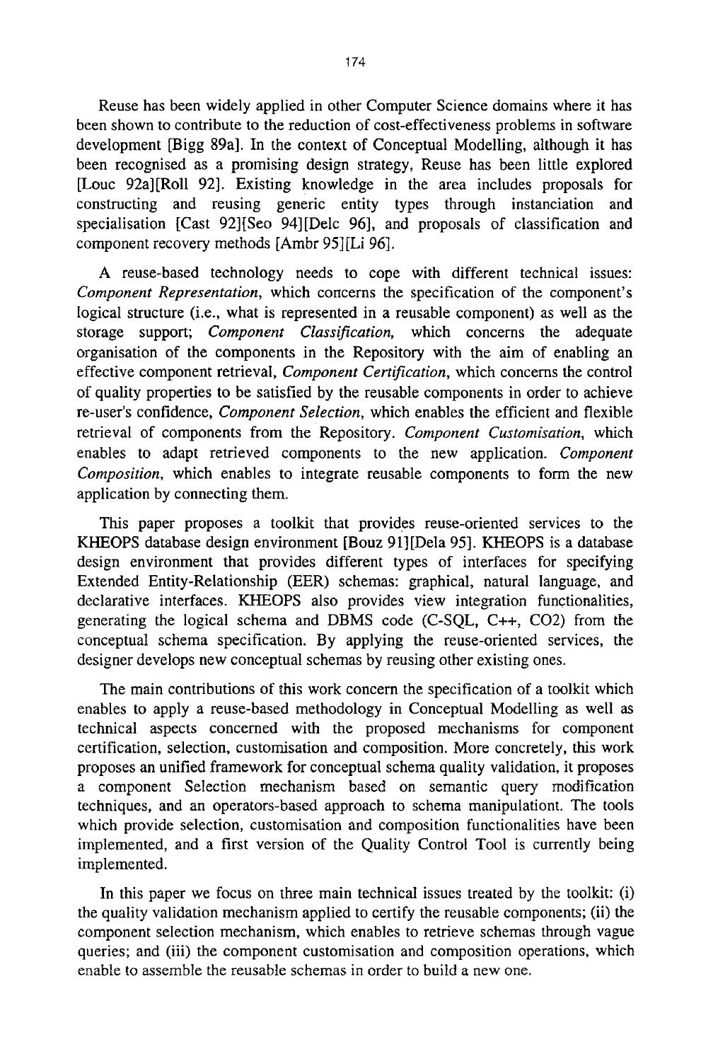Reuse has been widely applied in other Computer Science domains where it has been shown to contribute to the reduction of cost-effectiveness problems in software development [Bigg 89a]. In the context of Conceptual Modelling, although it has been recognised as a promising design strategy, Reuse has been little explored [Louc 92a][Roll 92]. Existing knowledge in the area includes proposals for constructing and reusing generic entity types through instanciation and specialisation [Cast 92][Seo 94][Delc 96], and proposals of classification and component recovery methods [Ambr 95][Li 96].

A reuse-based technology needs to cope with different technical issues: *Component Representation*, which concerns the specification of the component's logical structure (i.e., what is represented in a reusable component) as well as the storage support; *Component Classification*, which concerns the adequate organisation of the components in the Repository with the aim of enabling an effective component retrieval, *Component Certification*, which concerns the control of quality properties to be satisfied by the reusable components in order to achieve re-user's confidence, *Component Selection*, which enables the efficient and flexible retrieval of components from the Repository. *Component Customisation*, which enables to adapt retrieved components to the new application. *Component Composition*, which enables to integrate reusable components to form the new application by connecting them.

This paper proposes a toolkit that provides reuse-oriented services to the KHEOPS database design environment [Bouz 91][Dela 95]. KHEOPS is a database design environment that provides different types of interfaces for specifying Extended Entity-Relationship (EER) schemas: graphical, natural language, and declarative interfaces. KHEOPS also provides view integration functionalities, generating the logical schema and DBMS code (C-SQL, C++, CO2) from the conceptual schema specification. By applying the reuse-oriented services, the designer develops new conceptual schemas by reusing other existing ones.

The main contributions of this work concern the specification of a toolkit which enables to apply a reuse-based methodology in Conceptual Modelling as well as technical aspects concerned with the proposed mechanisms for component certification, selection, customisation and composition. More concretely, this work proposes an unified framework for conceptual schema quality validation, it proposes a component Selection mechanism based on semantic query modification techniques, and an operators-based approach to schema manipulationt. The tools which provide selection, customisation and composition functionalities have been implemented, and a first version of the Quality Control Tool is currently being implemented.

In this paper we focus on three main technical issues treated by the toolkit: (i) the quality validation mechanism applied to certify the reusable components; (ii) the component selection mechanism, which enables to retrieve schemas through vague queries; and (iii) the component customisation and composition operations, which enable to assemble the reusable schemas in order to build a new one.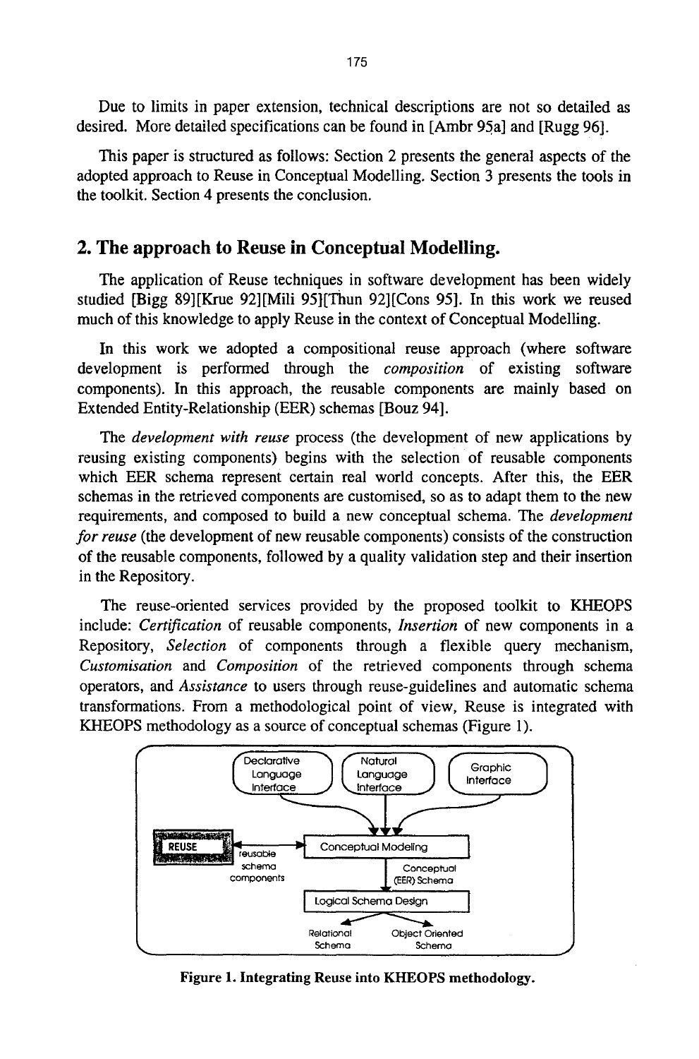Due to limits in paper extension, technical descriptions are not so detailed as desired. More detailed specifications can be found in [Ambr 95a] and [Rugg 96].

This paper is structured as follows: Section 2 presents the general aspects of the adopted approach to Reuse in Conceptual Modelling. Section 3 presents the tools in the toolkit. Section 4 presents the conclusion.

## 2. The approach to Reuse in Conceptual Modelling.

The application of Reuse techniques in software development has been widely studied [Bigg 89][Krue 92][Mili 95][Thun 92][Cons 95]. In this work we reused much of this knowledge to apply Reuse in the context of Conceptual Modelling.

In this work we adopted a compositional reuse approach (where software development is performed through the *composition* of existing software components). In this approach, the reusable components are mainly based on Extended Entity-Relationship (EER) schemas [Bouz 94].

The *development with reuse* process (the development of new applications by reusing existing components) begins with the selection of reusable components which EER schema represent certain real world concepts. After this, the EER schemas in the retrieved components are customised, so as to adapt them to the new requirements, and composed to build a new conceptual schema. The *development for reuse* (the development of new reusable components) consists of the construction of the reusable components, followed by a quality validation step and their insertion in the Repository.

The reuse-oriented services provided by the proposed toolkit to KHEOPS include: *Certification* of reusable components, *Insertion* of new components in a Repository, *Selection* of components through a flexible query mechanism, *Customisation* and *Composition* of the retrieved components through schema operators, and *Assistance* to users through reuse-guidelines and automatic schema transformations. From a methodological point of view, Reuse is integrated with KHEOPS methodology as a source of conceptual schemas (Figure 1).

Declarative Language Interface | Natural Language Interface | Graphic Interface

REUSE — reusable schema components — Conceptual Modeling

Conceptual (EER) Schema

Logical Schema Design

Relational Schema | Object Oriented Schema

**Figure 1. Integrating Reuse into KHEOPS methodology.**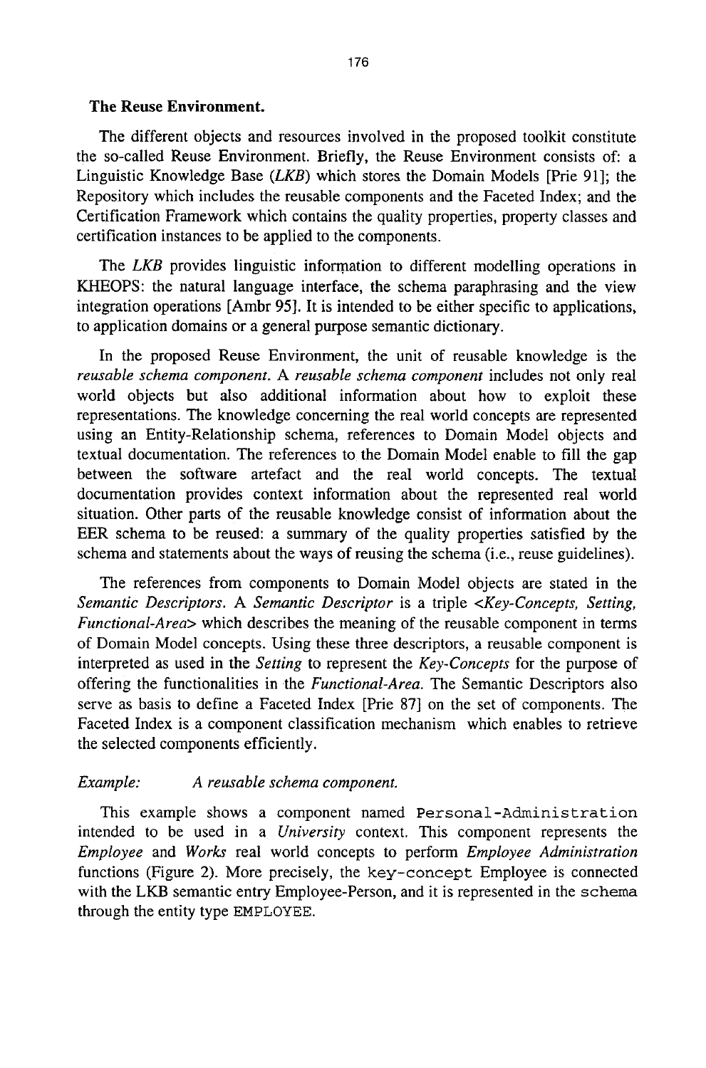**The Reuse Environment.**

The different objects and resources involved in the proposed toolkit constitute the so-called Reuse Environment. Briefly, the Reuse Environment consists of: a Linguistic Knowledge Base (*LKB*) which stores the Domain Models [Prie 91]; the Repository which includes the reusable components and the Faceted Index; and the Certification Framework which contains the quality properties, property classes and certification instances to be applied to the components.

The *LKB* provides linguistic information to different modelling operations in KHEOPS: the natural language interface, the schema paraphrasing and the view integration operations [Ambr 95]. It is intended to be either specific to applications, to application domains or a general purpose semantic dictionary.

In the proposed Reuse Environment, the unit of reusable knowledge is the *reusable schema component*. A *reusable schema component* includes not only real world objects but also additional information about how to exploit these representations. The knowledge concerning the real world concepts are represented using an Entity-Relationship schema, references to Domain Model objects and textual documentation. The references to the Domain Model enable to fill the gap between the software artefact and the real world concepts. The textual documentation provides context information about the represented real world situation. Other parts of the reusable knowledge consist of information about the EER schema to be reused: a summary of the quality properties satisfied by the schema and statements about the ways of reusing the schema (i.e., reuse guidelines).

The references from components to Domain Model objects are stated in the *Semantic Descriptors*. A *Semantic Descriptor* is a triple *<Key-Concepts, Setting, Functional-Area>* which describes the meaning of the reusable component in terms of Domain Model concepts. Using these three descriptors, a reusable component is interpreted as used in the *Setting* to represent the *Key-Concepts* for the purpose of offering the functionalities in the *Functional-Area*. The Semantic Descriptors also serve as basis to define a Faceted Index [Prie 87] on the set of components. The Faceted Index is a component classification mechanism which enables to retrieve the selected components efficiently.

*Example:* *A reusable schema component.*

This example shows a component named `Personal-Administration` intended to be used in a *University* context. This component represents the *Employee* and *Works* real world concepts to perform *Employee Administration* functions (Figure 2). More precisely, the `key-concept` Employee is connected with the LKB semantic entry Employee-Person, and it is represented in the `schema` through the entity type `EMPLOYEE`.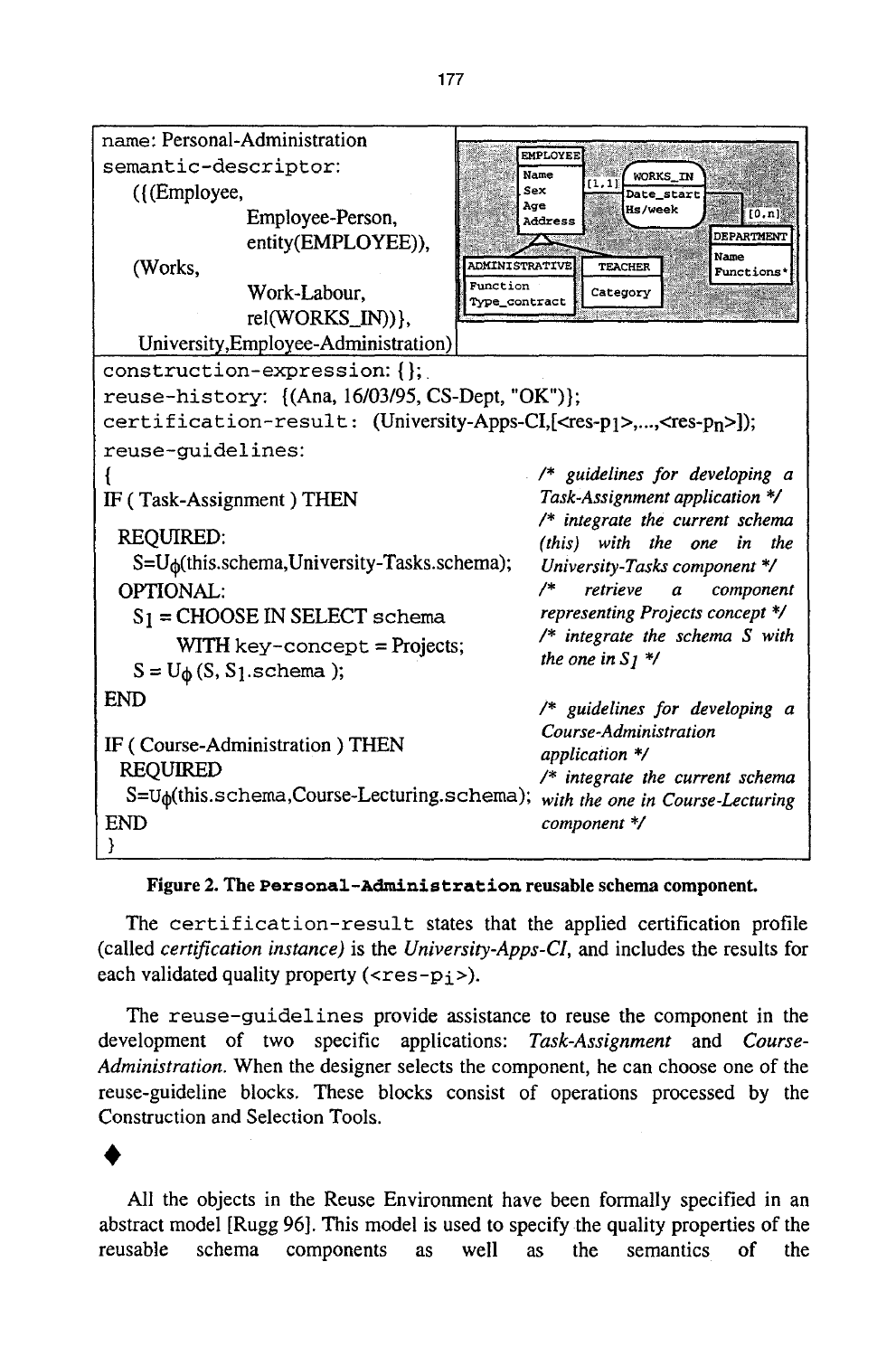```
name: Personal-Administration
semantic-descriptor:
   ({(Employee,
            Employee-Person,
            entity(EMPLOYEE)),
   (Works,
            Work-Labour,
            rel(WORKS_IN))},
   University,Employee-Administration)
```

EMPLOYEE: Name, Sex, Age, Address — [1,1] — WORKS_IN: Date_start, Hs/week — [0,n] — DEPARTMENT: Name, Functions*

ADMINISTRATIVE: Function, Type_contract — TEACHER: Category

```
construction-expression: {};
reuse-history: {(Ana, 16/03/95, CS-Dept, "OK")};
certification-result: (University-Apps-CI,[<res-p1>,...,<res-pn>]);
reuse-guidelines:
{                                                  /* guidelines for developing a
IF ( Task-Assignment ) THEN                           Task-Assignment application */
                                                   /* integrate the current schema
  REQUIRED:                                           (this) with the one in the
    S=Uϕ(this.schema,University-Tasks.schema);        University-Tasks component */
  OPTIONAL:                                        /* retrieve a component
    S1 = CHOOSE IN SELECT schema                      representing Projects concept */
         WITH key-concept = Projects;              /* integrate the schema S with
    S = Uϕ (S, S1.schema );                           the one in S1 */
END
                                                   /* guidelines for developing a
IF ( Course-Administration ) THEN                     Course-Administration
  REQUIRED                                            application */
    S=Uϕ(this.schema,Course-Lecturing.schema);     /* integrate the current schema
                                                      with the one in Course-Lecturing
END                                                   component */
}
```

**Figure 2. The `Personal-Administration` reusable schema component.**

The `certification-result` states that the applied certification profile (called *certification instance*) is the *University-Apps-CI*, and includes the results for each validated quality property (`<res-pi>`).

The `reuse-guidelines` provide assistance to reuse the component in the development of two specific applications: *Task-Assignment* and *Course-Administration*. When the designer selects the component, he can choose one of the reuse-guideline blocks. These blocks consist of operations processed by the Construction and Selection Tools.

♦

All the objects in the Reuse Environment have been formally specified in an abstract model [Rugg 96]. This model is used to specify the quality properties of the reusable schema components as well as the semantics of the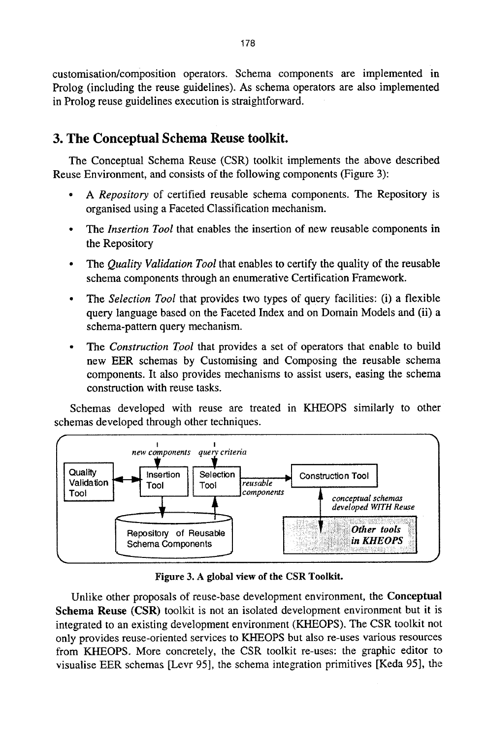customisation/composition operators. Schema components are implemented in Prolog (including the reuse guidelines). As schema operators are also implemented in Prolog reuse guidelines execution is straightforward.

## 3. The Conceptual Schema Reuse toolkit.

The Conceptual Schema Reuse (CSR) toolkit implements the above described Reuse Environment, and consists of the following components (Figure 3):

- A *Repository* of certified reusable schema components. The Repository is organised using a Faceted Classification mechanism.
- The *Insertion Tool* that enables the insertion of new reusable components in the Repository
- The *Quality Validation Tool* that enables to certify the quality of the reusable schema components through an enumerative Certification Framework.
- The *Selection Tool* that provides two types of query facilities: (i) a flexible query language based on the Faceted Index and on Domain Models and (ii) a schema-pattern query mechanism.
- The *Construction Tool* that provides a set of operators that enable to build new EER schemas by Customising and Composing the reusable schema components. It also provides mechanisms to assist users, easing the schema construction with reuse tasks.

Schemas developed with reuse are treated in KHEOPS similarly to other schemas developed through other techniques.

*new components* · *query criteria* · Quality Validation Tool · Insertion Tool · Selection Tool · *reusable components* · Construction Tool · *conceptual schemas developed WITH Reuse* · Repository of Reusable Schema Components · ***Other tools in KHEOPS***

**Figure 3. A global view of the CSR Toolkit.**

Unlike other proposals of reuse-base development environment, the **Conceptual Schema Reuse (CSR)** toolkit is not an isolated development environment but it is integrated to an existing development environment (KHEOPS). The CSR toolkit not only provides reuse-oriented services to KHEOPS but also re-uses various resources from KHEOPS. More concretely, the CSR toolkit re-uses: the graphic editor to visualise EER schemas [Levr 95], the schema integration primitives [Keda 95], the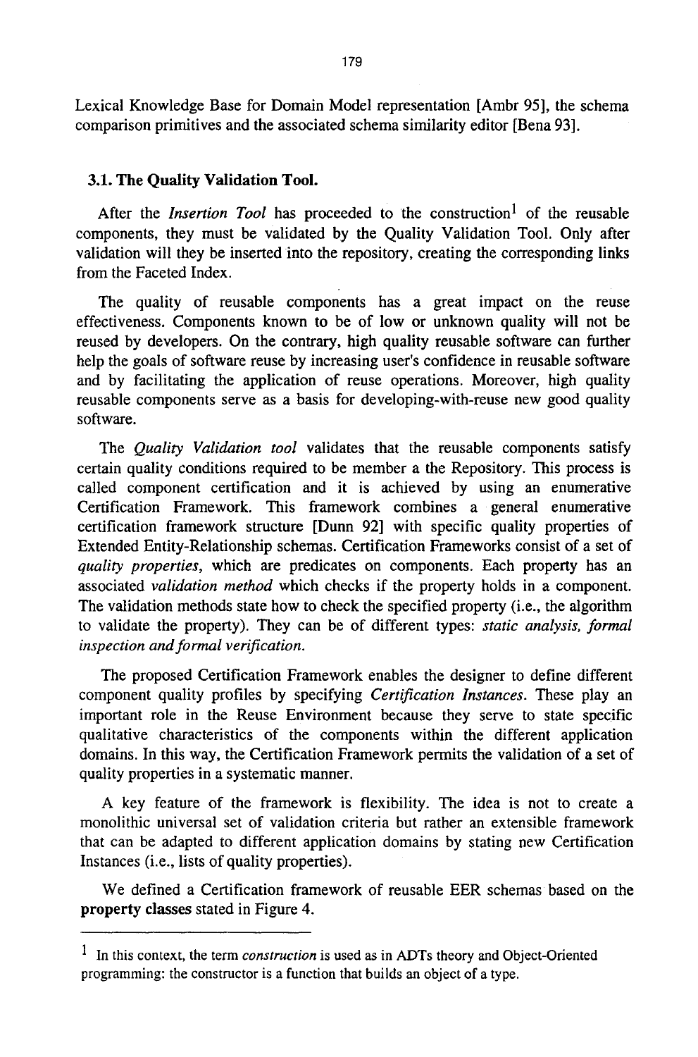Lexical Knowledge Base for Domain Model representation [Ambr 95], the schema comparison primitives and the associated schema similarity editor [Bena 93].

### 3.1. The Quality Validation Tool.

After the *Insertion Tool* has proceeded to the construction[1] of the reusable components, they must be validated by the Quality Validation Tool. Only after validation will they be inserted into the repository, creating the corresponding links from the Faceted Index.

The quality of reusable components has a great impact on the reuse effectiveness. Components known to be of low or unknown quality will not be reused by developers. On the contrary, high quality reusable software can further help the goals of software reuse by increasing user's confidence in reusable software and by facilitating the application of reuse operations. Moreover, high quality reusable components serve as a basis for developing-with-reuse new good quality software.

The *Quality Validation tool* validates that the reusable components satisfy certain quality conditions required to be member a the Repository. This process is called component certification and it is achieved by using an enumerative Certification Framework. This framework combines a general enumerative certification framework structure [Dunn 92] with specific quality properties of Extended Entity-Relationship schemas. Certification Frameworks consist of a set of *quality properties*, which are predicates on components. Each property has an associated *validation method* which checks if the property holds in a component. The validation methods state how to check the specified property (i.e., the algorithm to validate the property). They can be of different types: *static analysis, formal inspection and formal verification*.

The proposed Certification Framework enables the designer to define different component quality profiles by specifying *Certification Instances*. These play an important role in the Reuse Environment because they serve to state specific qualitative characteristics of the components within the different application domains. In this way, the Certification Framework permits the validation of a set of quality properties in a systematic manner.

A key feature of the framework is flexibility. The idea is not to create a monolithic universal set of validation criteria but rather an extensible framework that can be adapted to different application domains by stating new Certification Instances (i.e., lists of quality properties).

We defined a Certification framework of reusable EER schemas based on the **property classes** stated in Figure 4.

---

[1] In this context, the term *construction* is used as in ADTs theory and Object-Oriented programming: the constructor is a function that builds an object of a type.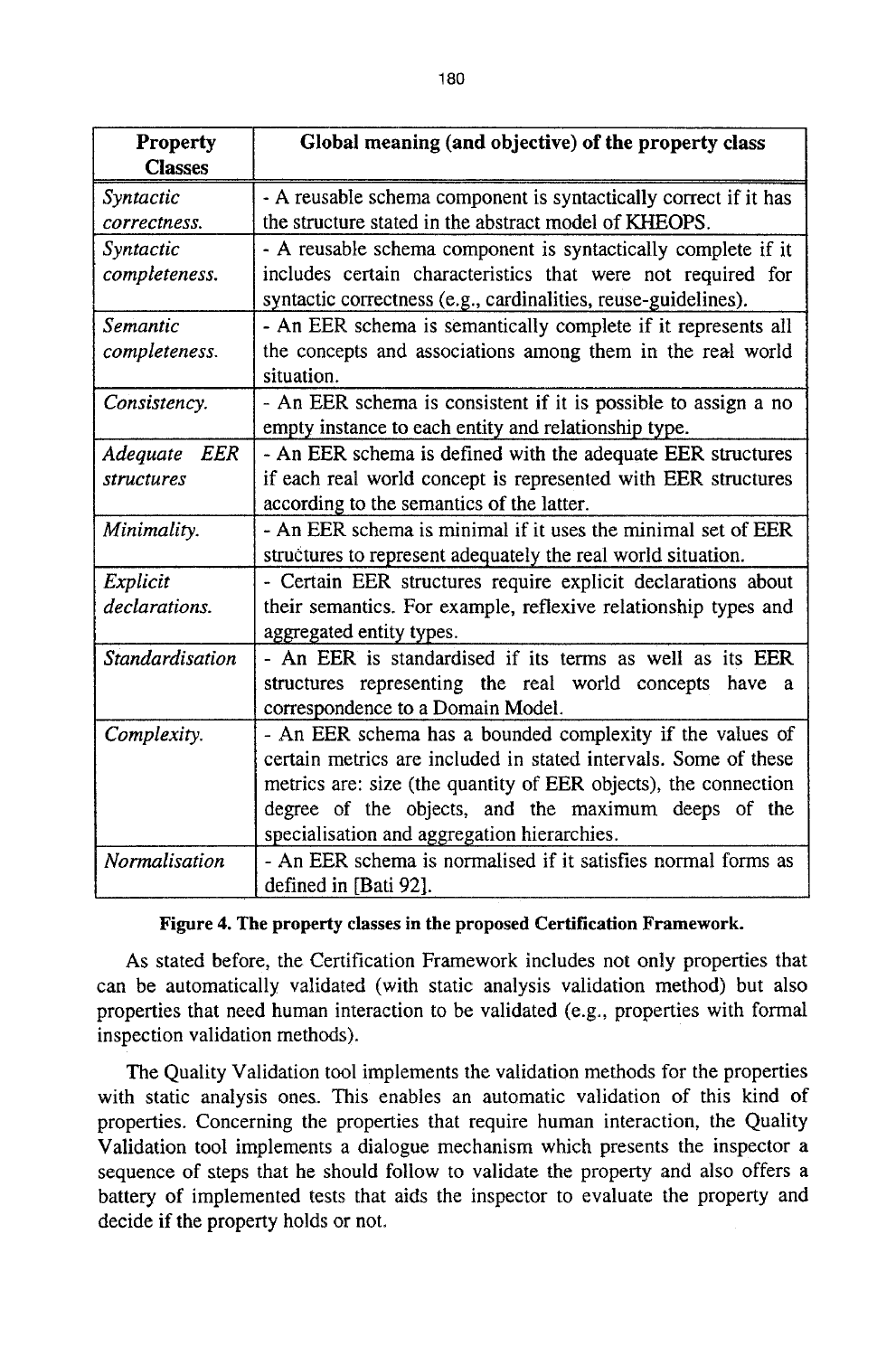| Property Classes | Global meaning (and objective) of the property class |
|---|---|
| *Syntactic correctness.* | - A reusable schema component is syntactically correct if it has the structure stated in the abstract model of KHEOPS. |
| *Syntactic completeness.* | - A reusable schema component is syntactically complete if it includes certain characteristics that were not required for syntactic correctness (e.g., cardinalities, reuse-guidelines). |
| *Semantic completeness.* | - An EER schema is semantically complete if it represents all the concepts and associations among them in the real world situation. |
| *Consistency.* | - An EER schema is consistent if it is possible to assign a no empty instance to each entity and relationship type. |
| *Adequate EER structures* | - An EER schema is defined with the adequate EER structures if each real world concept is represented with EER structures according to the semantics of the latter. |
| *Minimality.* | - An EER schema is minimal if it uses the minimal set of EER structures to represent adequately the real world situation. |
| *Explicit declarations.* | - Certain EER structures require explicit declarations about their semantics. For example, reflexive relationship types and aggregated entity types. |
| *Standardisation* | - An EER is standardised if its terms as well as its EER structures representing the real world concepts have a correspondence to a Domain Model. |
| *Complexity.* | - An EER schema has a bounded complexity if the values of certain metrics are included in stated intervals. Some of these metrics are: size (the quantity of EER objects), the connection degree of the objects, and the maximum deeps of the specialisation and aggregation hierarchies. |
| *Normalisation* | - An EER schema is normalised if it satisfies normal forms as defined in [Bati 92]. |

**Figure 4. The property classes in the proposed Certification Framework.**

As stated before, the Certification Framework includes not only properties that can be automatically validated (with static analysis validation method) but also properties that need human interaction to be validated (e.g., properties with formal inspection validation methods).

The Quality Validation tool implements the validation methods for the properties with static analysis ones. This enables an automatic validation of this kind of properties. Concerning the properties that require human interaction, the Quality Validation tool implements a dialogue mechanism which presents the inspector a sequence of steps that he should follow to validate the property and also offers a battery of implemented tests that aids the inspector to evaluate the property and decide if the property holds or not.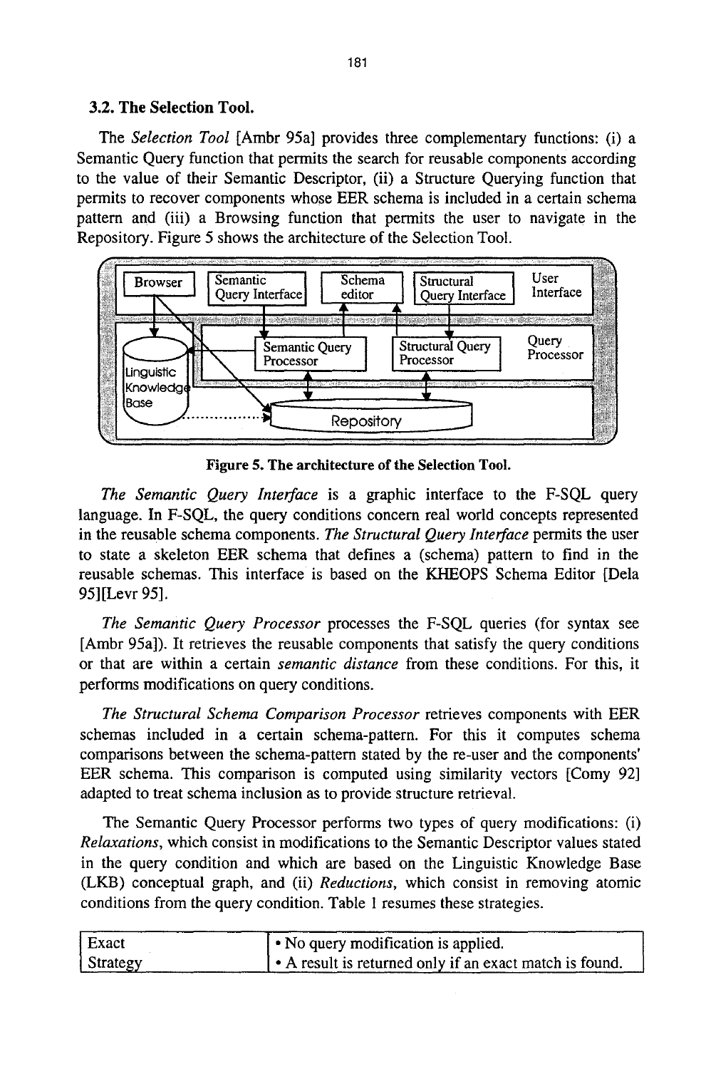### 3.2. The Selection Tool.

The *Selection Tool* [Ambr 95a] provides three complementary functions: (i) a Semantic Query function that permits the search for reusable components according to the value of their Semantic Descriptor, (ii) a Structure Querying function that permits to recover components whose EER schema is included in a certain schema pattern and (iii) a Browsing function that permits the user to navigate in the Repository. Figure 5 shows the architecture of the Selection Tool.

**Figure 5. The architecture of the Selection Tool.**

*The Semantic Query Interface* is a graphic interface to the F-SQL query language. In F-SQL, the query conditions concern real world concepts represented in the reusable schema components. *The Structural Query Interface* permits the user to state a skeleton EER schema that defines a (schema) pattern to find in the reusable schemas. This interface is based on the KHEOPS Schema Editor [Dela 95][Levr 95].

*The Semantic Query Processor* processes the F-SQL queries (for syntax see [Ambr 95a]). It retrieves the reusable components that satisfy the query conditions or that are within a certain *semantic distance* from these conditions. For this, it performs modifications on query conditions.

*The Structural Schema Comparison Processor* retrieves components with EER schemas included in a certain schema-pattern. For this it computes schema comparisons between the schema-pattern stated by the re-user and the components' EER schema. This comparison is computed using similarity vectors [Comy 92] adapted to treat schema inclusion as to provide structure retrieval.

The Semantic Query Processor performs two types of query modifications: (i) *Relaxations*, which consist in modifications to the Semantic Descriptor values stated in the query condition and which are based on the Linguistic Knowledge Base (LKB) conceptual graph, and (ii) *Reductions*, which consist in removing atomic conditions from the query condition. Table 1 resumes these strategies.

| | |
|---|---|
| Exact Strategy | • No query modification is applied.<br>• A result is returned only if an exact match is found. |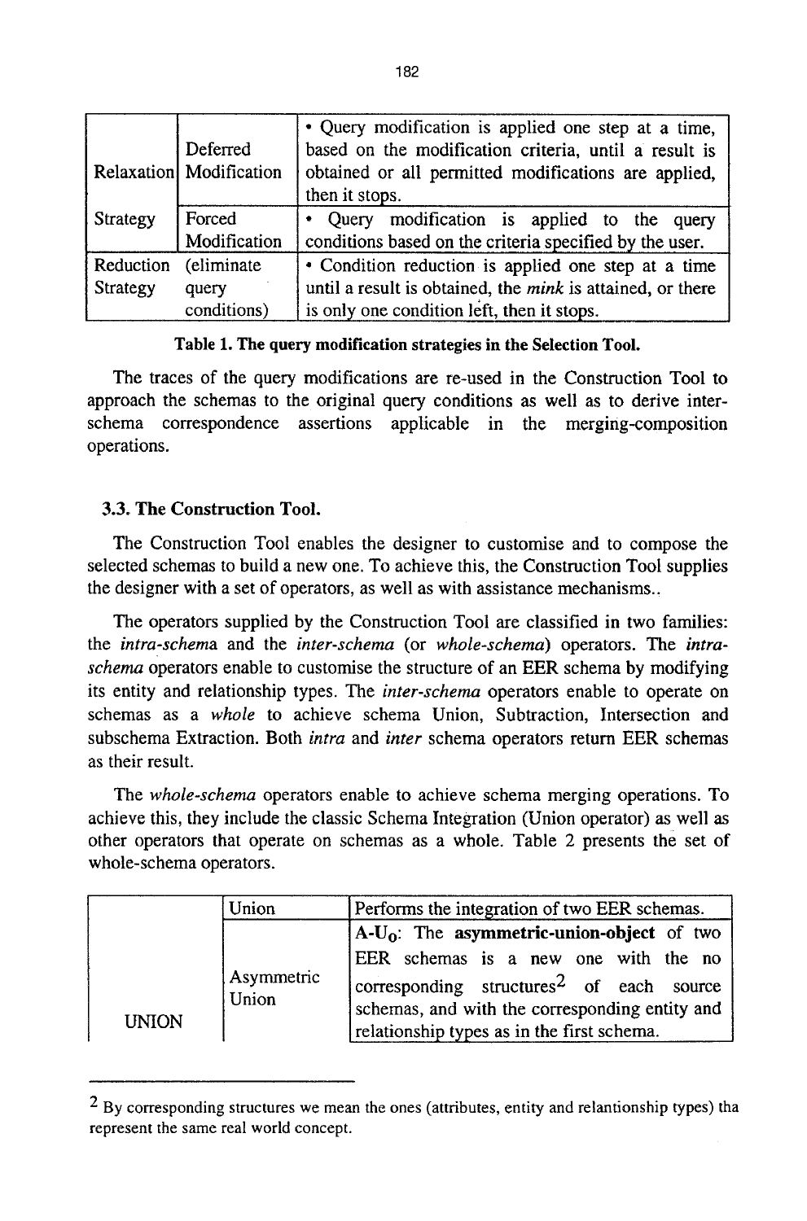| | | |
|---|---|---|
| Relaxation Strategy | Deferred Modification | • Query modification is applied one step at a time, based on the modification criteria, until a result is obtained or all permitted modifications are applied, then it stops. |
| | Forced Modification | • Query modification is applied to the query conditions based on the criteria specified by the user. |
| Reduction Strategy | (eliminate query conditions) | • Condition reduction is applied one step at a time until a result is obtained, the *mink* is attained, or there is only one condition left, then it stops. |

**Table 1. The query modification strategies in the Selection Tool.**

The traces of the query modifications are re-used in the Construction Tool to approach the schemas to the original query conditions as well as to derive inter-schema correspondence assertions applicable in the merging-composition operations.

### 3.3. The Construction Tool.

The Construction Tool enables the designer to customise and to compose the selected schemas to build a new one. To achieve this, the Construction Tool supplies the designer with a set of operators, as well as with assistance mechanisms..

The operators supplied by the Construction Tool are classified in two families: the *intra-schema* and the *inter-schema* (or *whole-schema*) operators. The *intra-schema* operators enable to customise the structure of an EER schema by modifying its entity and relationship types. The *inter-schema* operators enable to operate on schemas as a *whole* to achieve schema Union, Subtraction, Intersection and subschema Extraction. Both *intra* and *inter* schema operators return EER schemas as their result.

The *whole-schema* operators enable to achieve schema merging operations. To achieve this, they include the classic Schema Integration (Union operator) as well as other operators that operate on schemas as a whole. Table 2 presents the set of whole-schema operators.

| | | |
|---|---|---|
| UNION | Union | Performs the integration of two EER schemas. |
| | Asymmetric Union | $A\text{-}U_O$: The **asymmetric-union-object** of two EER schemas is a new one with the no corresponding structures[2] of each source schemas, and with the corresponding entity and relationship types as in the first schema. |

[2] By corresponding structures we mean the ones (attributes, entity and relantionship types) tha represent the same real world concept.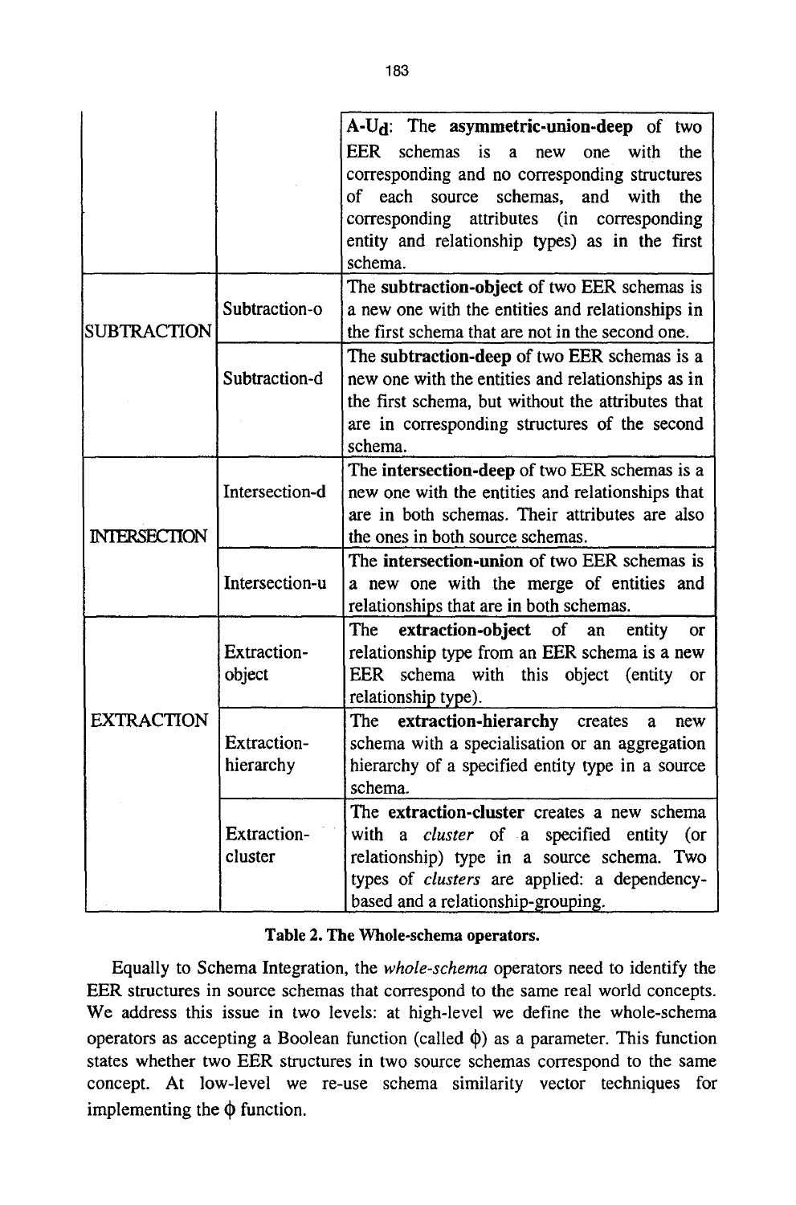| | | |
|---|---|---|
| | | $A\text{-}U_d$: The **asymmetric-union-deep** of two EER schemas is a new one with the corresponding and no corresponding structures of each source schemas, and with the corresponding attributes (in corresponding entity and relationship types) as in the first schema. |
| SUBTRACTION | Subtraction-o | The **subtraction-object** of two EER schemas is a new one with the entities and relationships in the first schema that are not in the second one. |
| | Subtraction-d | The **subtraction-deep** of two EER schemas is a new one with the entities and relationships as in the first schema, but without the attributes that are in corresponding structures of the second schema. |
| INTERSECTION | Intersection-d | The **intersection-deep** of two EER schemas is a new one with the entities and relationships that are in both schemas. Their attributes are also the ones in both source schemas. |
| | Intersection-u | The **intersection-union** of two EER schemas is a new one with the merge of entities and relationships that are in both schemas. |
| EXTRACTION | Extraction-object | The **extraction-object** of an entity or relationship type from an EER schema is a new EER schema with this object (entity or relationship type). |
| | Extraction-hierarchy | The **extraction-hierarchy** creates a new schema with a specialisation or an aggregation hierarchy of a specified entity type in a source schema. |
| | Extraction-cluster | The **extraction-cluster** creates a new schema with a *cluster* of a specified entity (or relationship) type in a source schema. Two types of *clusters* are applied: a dependency-based and a relationship-grouping. |

**Table 2. The Whole-schema operators.**

Equally to Schema Integration, the *whole-schema* operators need to identify the EER structures in source schemas that correspond to the same real world concepts. We address this issue in two levels: at high-level we define the whole-schema operators as accepting a Boolean function (called $\phi$) as a parameter. This function states whether two EER structures in two source schemas correspond to the same concept. At low-level we re-use schema similarity vector techniques for implementing the $\phi$ function.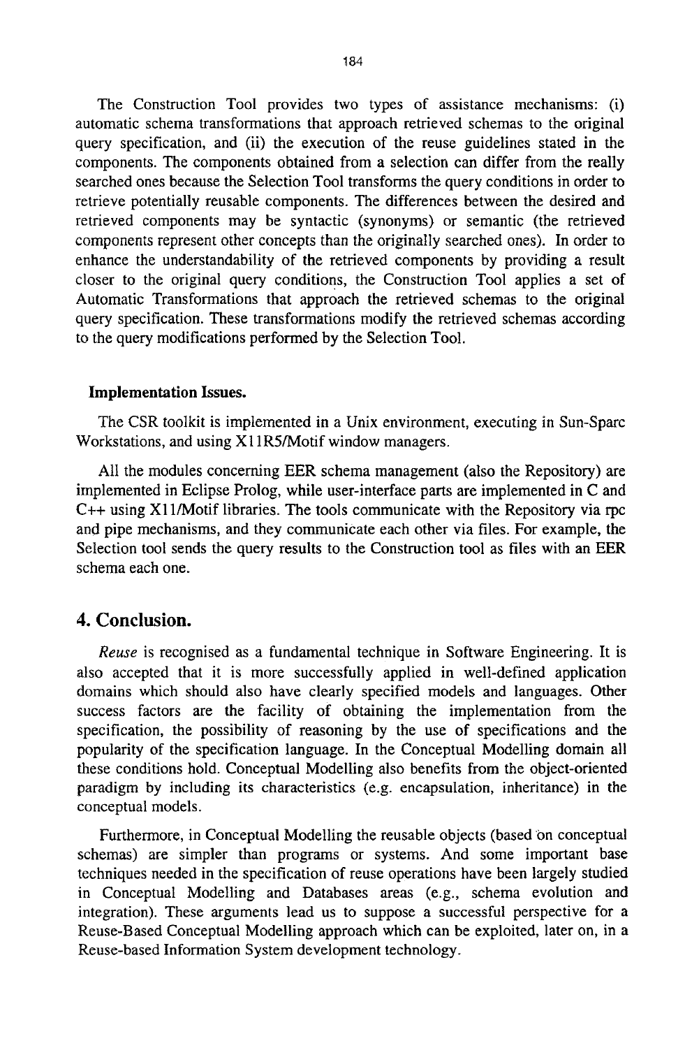The Construction Tool provides two types of assistance mechanisms: (i) automatic schema transformations that approach retrieved schemas to the original query specification, and (ii) the execution of the reuse guidelines stated in the components. The components obtained from a selection can differ from the really searched ones because the Selection Tool transforms the query conditions in order to retrieve potentially reusable components. The differences between the desired and retrieved components may be syntactic (synonyms) or semantic (the retrieved components represent other concepts than the originally searched ones). In order to enhance the understandability of the retrieved components by providing a result closer to the original query conditions, the Construction Tool applies a set of Automatic Transformations that approach the retrieved schemas to the original query specification. These transformations modify the retrieved schemas according to the query modifications performed by the Selection Tool.

**Implementation Issues.**

The CSR toolkit is implemented in a Unix environment, executing in Sun-Sparc Workstations, and using X11R5/Motif window managers.

All the modules concerning EER schema management (also the Repository) are implemented in Eclipse Prolog, while user-interface parts are implemented in C and C++ using X11/Motif libraries. The tools communicate with the Repository via rpc and pipe mechanisms, and they communicate each other via files. For example, the Selection tool sends the query results to the Construction tool as files with an EER schema each one.

## 4. Conclusion.

*Reuse* is recognised as a fundamental technique in Software Engineering. It is also accepted that it is more successfully applied in well-defined application domains which should also have clearly specified models and languages. Other success factors are the facility of obtaining the implementation from the specification, the possibility of reasoning by the use of specifications and the popularity of the specification language. In the Conceptual Modelling domain all these conditions hold. Conceptual Modelling also benefits from the object-oriented paradigm by including its characteristics (e.g. encapsulation, inheritance) in the conceptual models.

Furthermore, in Conceptual Modelling the reusable objects (based on conceptual schemas) are simpler than programs or systems. And some important base techniques needed in the specification of reuse operations have been largely studied in Conceptual Modelling and Databases areas (e.g., schema evolution and integration). These arguments lead us to suppose a successful perspective for a Reuse-Based Conceptual Modelling approach which can be exploited, later on, in a Reuse-based Information System development technology.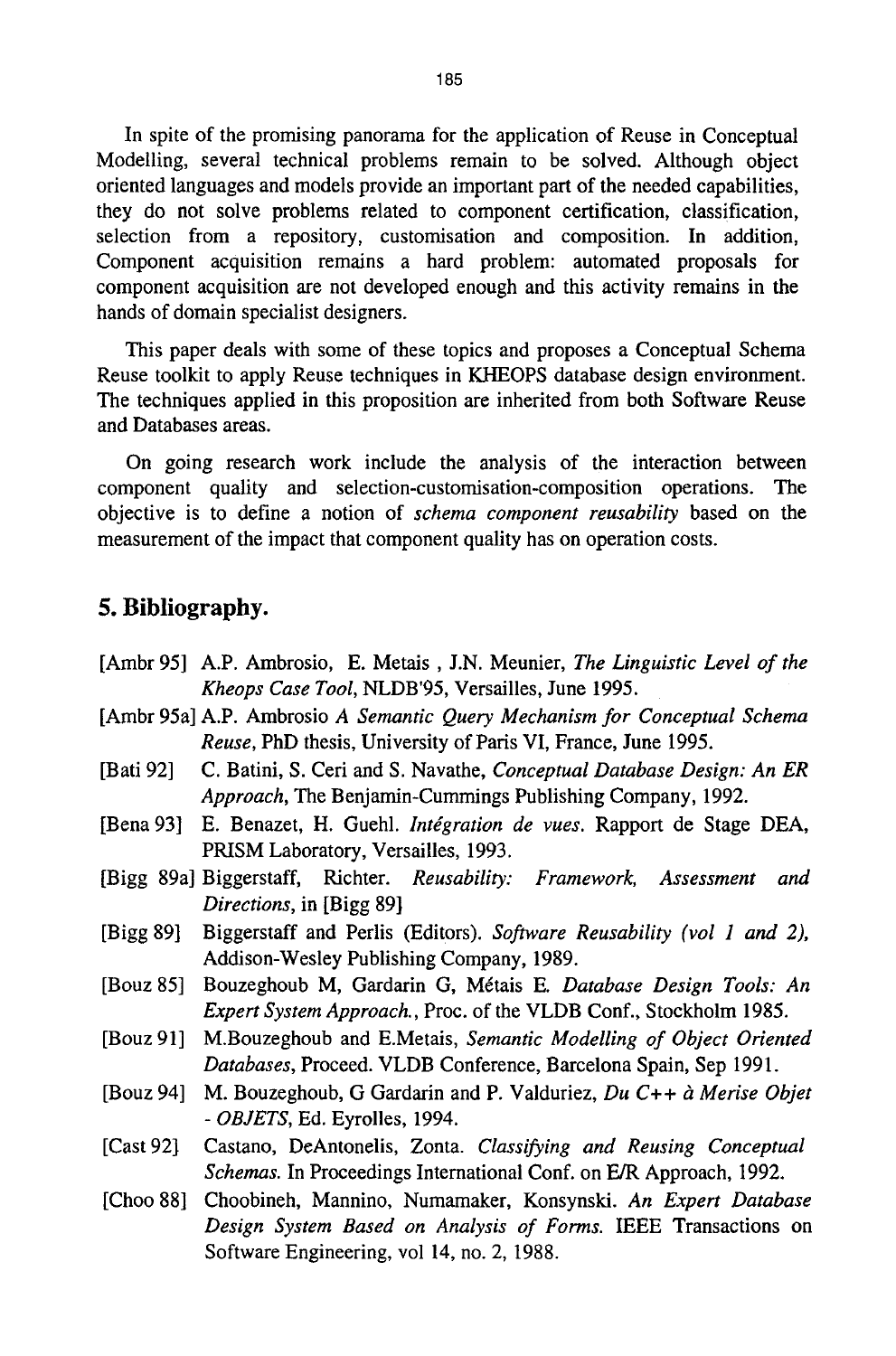In spite of the promising panorama for the application of Reuse in Conceptual Modelling, several technical problems remain to be solved. Although object oriented languages and models provide an important part of the needed capabilities, they do not solve problems related to component certification, classification, selection from a repository, customisation and composition. In addition, Component acquisition remains a hard problem: automated proposals for component acquisition are not developed enough and this activity remains in the hands of domain specialist designers.

This paper deals with some of these topics and proposes a Conceptual Schema Reuse toolkit to apply Reuse techniques in KHEOPS database design environment. The techniques applied in this proposition are inherited from both Software Reuse and Databases areas.

On going research work include the analysis of the interaction between component quality and selection-customisation-composition operations. The objective is to define a notion of *schema component reusability* based on the measurement of the impact that component quality has on operation costs.

## 5. Bibliography.

[Ambr 95] A.P. Ambrosio, E. Metais , J.N. Meunier, *The Linguistic Level of the Kheops Case Tool*, NLDB'95, Versailles, June 1995.

[Ambr 95a] A.P. Ambrosio *A Semantic Query Mechanism for Conceptual Schema Reuse*, PhD thesis, University of Paris VI, France, June 1995.

[Bati 92] C. Batini, S. Ceri and S. Navathe, *Conceptual Database Design: An ER Approach*, The Benjamin-Cummings Publishing Company, 1992.

[Bena 93] E. Benazet, H. Guehl. *Intégration de vues*. Rapport de Stage DEA, PRISM Laboratory, Versailles, 1993.

[Bigg 89a] Biggerstaff, Richter. *Reusability: Framework, Assessment and Directions*, in [Bigg 89]

[Bigg 89] Biggerstaff and Perlis (Editors). *Software Reusability (vol 1 and 2)*, Addison-Wesley Publishing Company, 1989.

[Bouz 85] Bouzeghoub M, Gardarin G, Métais E. *Database Design Tools: An Expert System Approach.*, Proc. of the VLDB Conf., Stockholm 1985.

[Bouz 91] M.Bouzeghoub and E.Metais, *Semantic Modelling of Object Oriented Databases*, Proceed. VLDB Conference, Barcelona Spain, Sep 1991.

[Bouz 94] M. Bouzeghoub, G Gardarin and P. Valduriez, *Du C++ à Merise Objet - OBJETS*, Ed. Eyrolles, 1994.

[Cast 92] Castano, DeAntonelis, Zonta. *Classifying and Reusing Conceptual Schemas.* In Proceedings International Conf. on E/R Approach, 1992.

[Choo 88] Choobineh, Mannino, Numamaker, Konsynski. *An Expert Database Design System Based on Analysis of Forms.* IEEE Transactions on Software Engineering, vol 14, no. 2, 1988.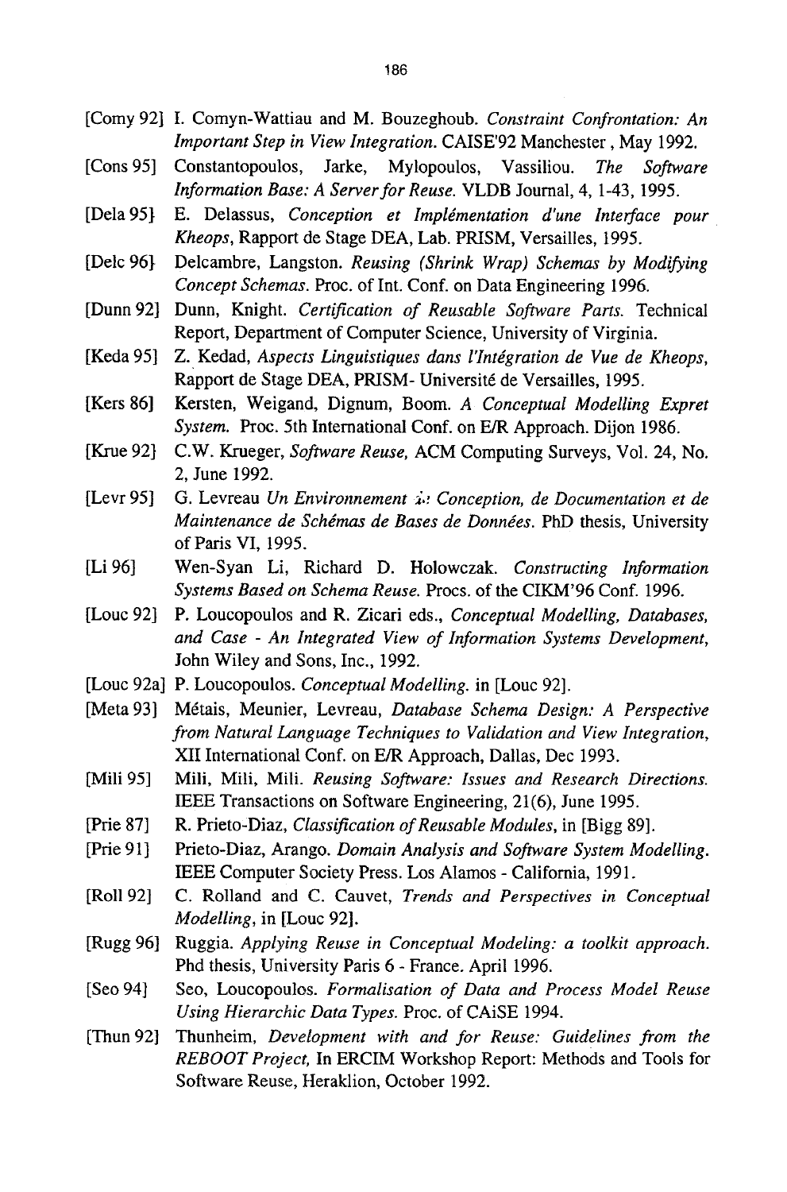[Comy 92] I. Comyn-Wattiau and M. Bouzeghoub. *Constraint Confrontation: An Important Step in View Integration.* CAISE'92 Manchester , May 1992.

[Cons 95] Constantopoulos, Jarke, Mylopoulos, Vassiliou. *The Software Information Base: A Server for Reuse.* VLDB Journal, 4, 1-43, 1995.

[Dela 95] E. Delassus, *Conception et Implémentation d'une Interface pour Kheops*, Rapport de Stage DEA, Lab. PRISM, Versailles, 1995.

[Delc 96] Delcambre, Langston. *Reusing (Shrink Wrap) Schemas by Modifying Concept Schemas.* Proc. of Int. Conf. on Data Engineering 1996.

[Dunn 92] Dunn, Knight. *Certification of Reusable Software Parts.* Technical Report, Department of Computer Science, University of Virginia.

[Keda 95] Z. Kedad, *Aspects Linguistiques dans l'Intégration de Vue de Kheops*, Rapport de Stage DEA, PRISM- Université de Versailles, 1995.

[Kers 86] Kersten, Weigand, Dignum, Boom. *A Conceptual Modelling Expret System.* Proc. 5th International Conf. on E/R Approach. Dijon 1986.

[Krue 92] C.W. Krueger, *Software Reuse*, ACM Computing Surveys, Vol. 24, No. 2, June 1992.

[Levr 95] G. Levreau *Un Environnement de Conception, de Documentation et de Maintenance de Schémas de Bases de Données.* PhD thesis, University of Paris VI, 1995.

[Li 96] Wen-Syan Li, Richard D. Holowczak. *Constructing Information Systems Based on Schema Reuse.* Procs. of the CIKM'96 Conf. 1996.

[Louc 92] P. Loucopoulos and R. Zicari eds., *Conceptual Modelling, Databases, and Case - An Integrated View of Information Systems Development*, John Wiley and Sons, Inc., 1992.

[Louc 92a] P. Loucopoulos. *Conceptual Modelling.* in [Louc 92].

[Meta 93] Métais, Meunier, Levreau, *Database Schema Design: A Perspective from Natural Language Techniques to Validation and View Integration*, XII International Conf. on E/R Approach, Dallas, Dec 1993.

[Mili 95] Mili, Mili, Mili. *Reusing Software: Issues and Research Directions.* IEEE Transactions on Software Engineering, 21(6), June 1995.

[Prie 87] R. Prieto-Diaz, *Classification of Reusable Modules*, in [Bigg 89].

[Prie 91] Prieto-Diaz, Arango. *Domain Analysis and Software System Modelling.* IEEE Computer Society Press. Los Alamos - California, 1991.

[Roll 92] C. Rolland and C. Cauvet, *Trends and Perspectives in Conceptual Modelling*, in [Louc 92].

[Rugg 96] Ruggia. *Applying Reuse in Conceptual Modeling: a toolkit approach.* Phd thesis, University Paris 6 - France. April 1996.

[Seo 94] Seo, Loucopoulos. *Formalisation of Data and Process Model Reuse Using Hierarchic Data Types.* Proc. of CAiSE 1994.

[Thun 92] Thunheim, *Development with and for Reuse: Guidelines from the REBOOT Project*, In ERCIM Workshop Report: Methods and Tools for Software Reuse, Heraklion, October 1992.